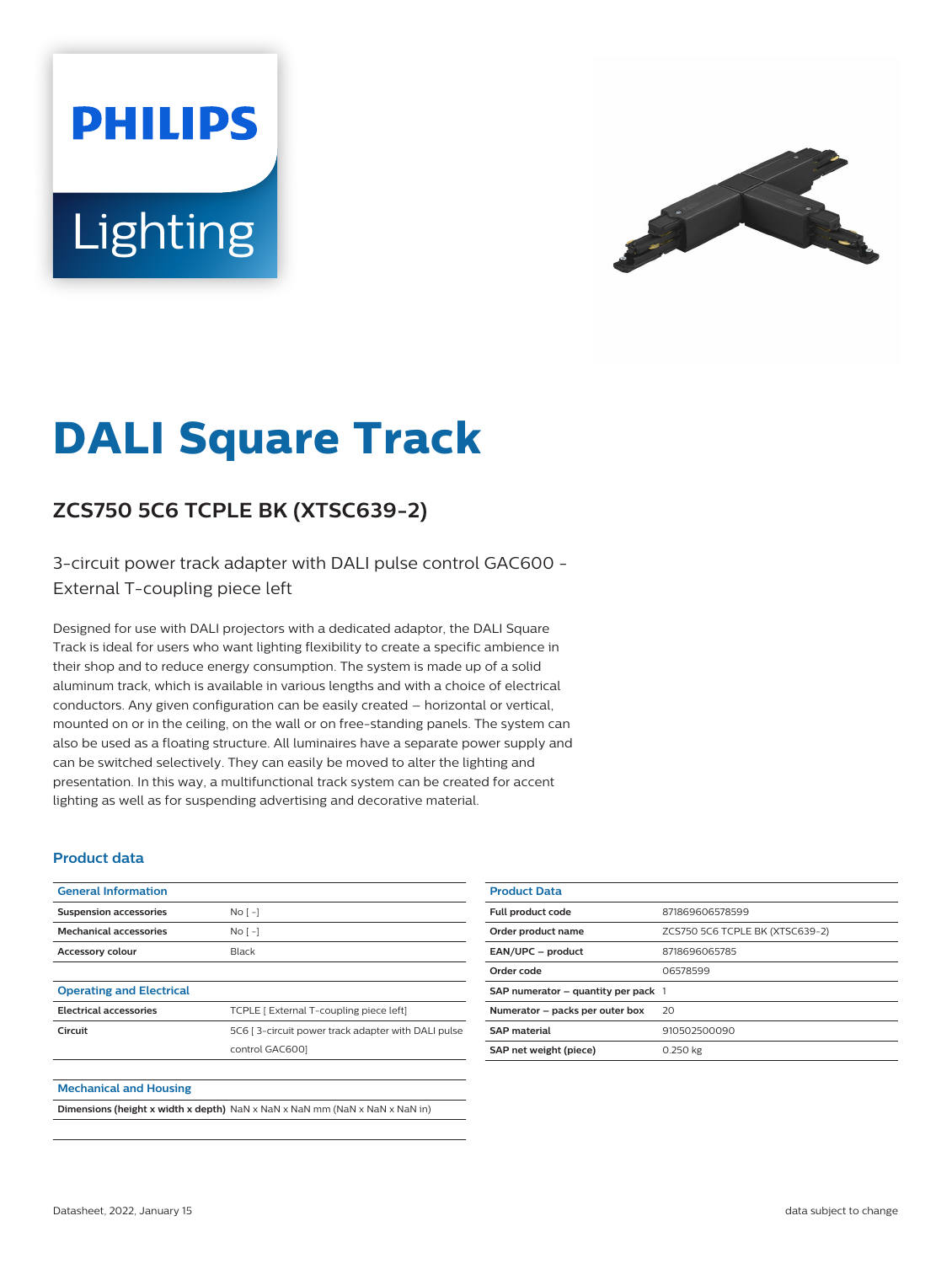PHILIPS

Lighting

# DALI Square Track

## ZCS750 5C6 TCPLE BK (XTSC639-2)

3-circuit power track adapter with DALI pulse control GAC600 - External T-coupling piece left

Designed for use with DALI projectors with a dedicated adaptor, the DALI Square Track is ideal for users who want lighting flexibility to create a specific ambience in their shop and to reduce energy consumption. The system is made up of a solid aluminum track, which is available in various lengths and with a choice of electrical conductors. Any given configuration can be easily created – horizontal or vertical, mounted on or in the ceiling, on the wall or on free-standing panels. The system can also be used as a floating structure. All luminaires have a separate power supply and can be switched selectively. They can easily be moved to alter the lighting and presentation. In this way, a multifunctional track system can be created for accent lighting as well as for suspending advertising and decorative material.

### Product data

| General Information | |
|---|---|
| **Suspension accessories** | No [ -] |
| **Mechanical accessories** | No [ -] |
| **Accessory colour** | Black |

| Operating and Electrical | |
|---|---|
| **Electrical accessories** | TCPLE [ External T-coupling piece left] |
| **Circuit** | 5C6 [ 3-circuit power track adapter with DALI pulse control GAC600] |

| Mechanical and Housing | |
|---|---|
| **Dimensions (height x width x depth)** | NaN x NaN x NaN mm (NaN x NaN x NaN in) |

| Product Data | |
|---|---|
| **Full product code** | 871869606578599 |
| **Order product name** | ZCS750 5C6 TCPLE BK (XTSC639-2) |
| **EAN/UPC – product** | 8718696065785 |
| **Order code** | 06578599 |
| **SAP numerator – quantity per pack** | 1 |
| **Numerator – packs per outer box** | 20 |
| **SAP material** | 910502500090 |
| **SAP net weight (piece)** | 0.250 kg |

Datasheet, 2022, January 15

data subject to change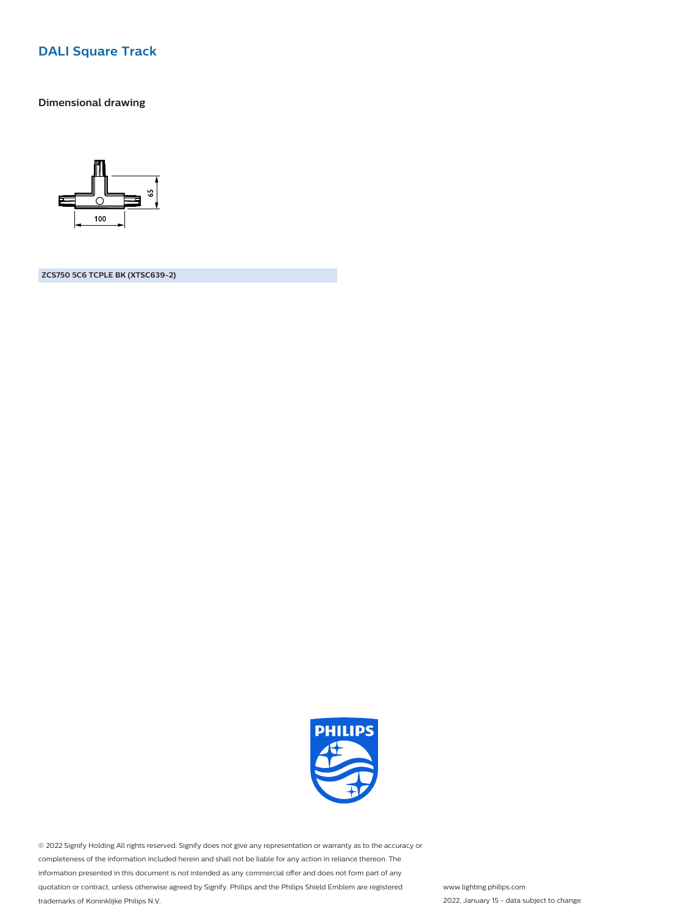## DALI Square Track

### Dimensional drawing

65

100

ZCS750 5C6 TCPLE BK (XTSC639-2)

© 2022 Signify Holding All rights reserved. Signify does not give any representation or warranty as to the accuracy or completeness of the information included herein and shall not be liable for any action in reliance thereon. The information presented in this document is not intended as any commercial offer and does not form part of any quotation or contract, unless otherwise agreed by Signify. Philips and the Philips Shield Emblem are registered trademarks of Koninklijke Philips N.V.

www.lighting.philips.com

2022, January 15 - data subject to change